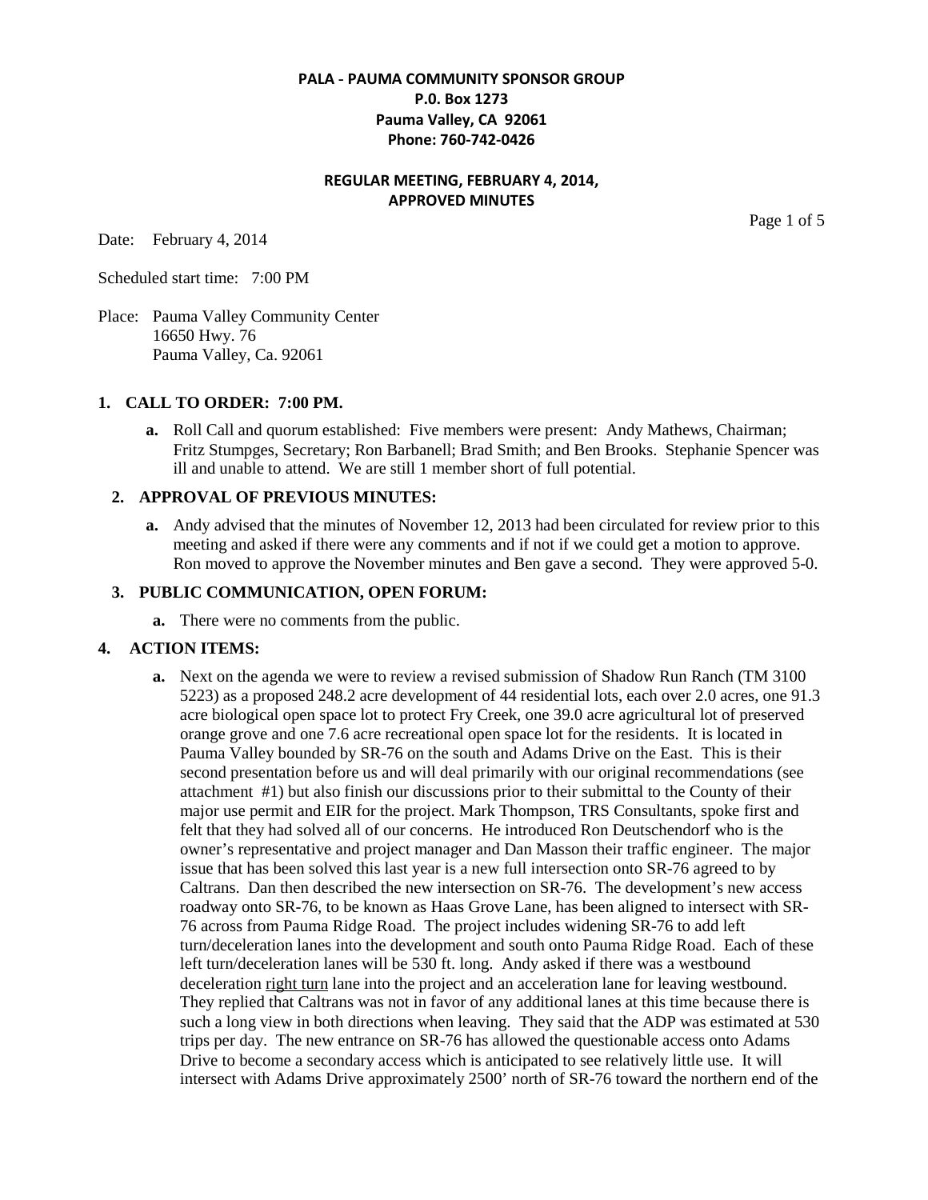**PALA - PAUMA COMMUNITY SPONSOR GROUP**
**P.0. Box 1273**
**Pauma Valley, CA 92061**
**Phone: 760-742-0426**

**REGULAR MEETING, FEBRUARY 4, 2014,**
**APPROVED MINUTES**

Date: February 4, 2014

Scheduled start time: 7:00 PM

Place: Pauma Valley Community Center
16650 Hwy. 76
Pauma Valley, Ca. 92061

## 1. CALL TO ORDER: 7:00 PM.

**a.** Roll Call and quorum established: Five members were present: Andy Mathews, Chairman; Fritz Stumpges, Secretary; Ron Barbanell; Brad Smith; and Ben Brooks. Stephanie Spencer was ill and unable to attend. We are still 1 member short of full potential.

## 2. APPROVAL OF PREVIOUS MINUTES:

**a.** Andy advised that the minutes of November 12, 2013 had been circulated for review prior to this meeting and asked if there were any comments and if not if we could get a motion to approve. Ron moved to approve the November minutes and Ben gave a second. They were approved 5-0.

## 3. PUBLIC COMMUNICATION, OPEN FORUM:

**a.** There were no comments from the public.

## 4. ACTION ITEMS:

**a.** Next on the agenda we were to review a revised submission of Shadow Run Ranch (TM 3100 5223) as a proposed 248.2 acre development of 44 residential lots, each over 2.0 acres, one 91.3 acre biological open space lot to protect Fry Creek, one 39.0 acre agricultural lot of preserved orange grove and one 7.6 acre recreational open space lot for the residents. It is located in Pauma Valley bounded by SR-76 on the south and Adams Drive on the East. This is their second presentation before us and will deal primarily with our original recommendations (see attachment #1) but also finish our discussions prior to their submittal to the County of their major use permit and EIR for the project. Mark Thompson, TRS Consultants, spoke first and felt that they had solved all of our concerns. He introduced Ron Deutschendorf who is the owner's representative and project manager and Dan Masson their traffic engineer. The major issue that has been solved this last year is a new full intersection onto SR-76 agreed to by Caltrans. Dan then described the new intersection on SR-76. The development's new access roadway onto SR-76, to be known as Haas Grove Lane, has been aligned to intersect with SR-76 across from Pauma Ridge Road. The project includes widening SR-76 to add left turn/deceleration lanes into the development and south onto Pauma Ridge Road. Each of these left turn/deceleration lanes will be 530 ft. long. Andy asked if there was a westbound deceleration <u>right turn</u> lane into the project and an acceleration lane for leaving westbound. They replied that Caltrans was not in favor of any additional lanes at this time because there is such a long view in both directions when leaving. They said that the ADP was estimated at 530 trips per day. The new entrance on SR-76 has allowed the questionable access onto Adams Drive to become a secondary access which is anticipated to see relatively little use. It will intersect with Adams Drive approximately 2500' north of SR-76 toward the northern end of the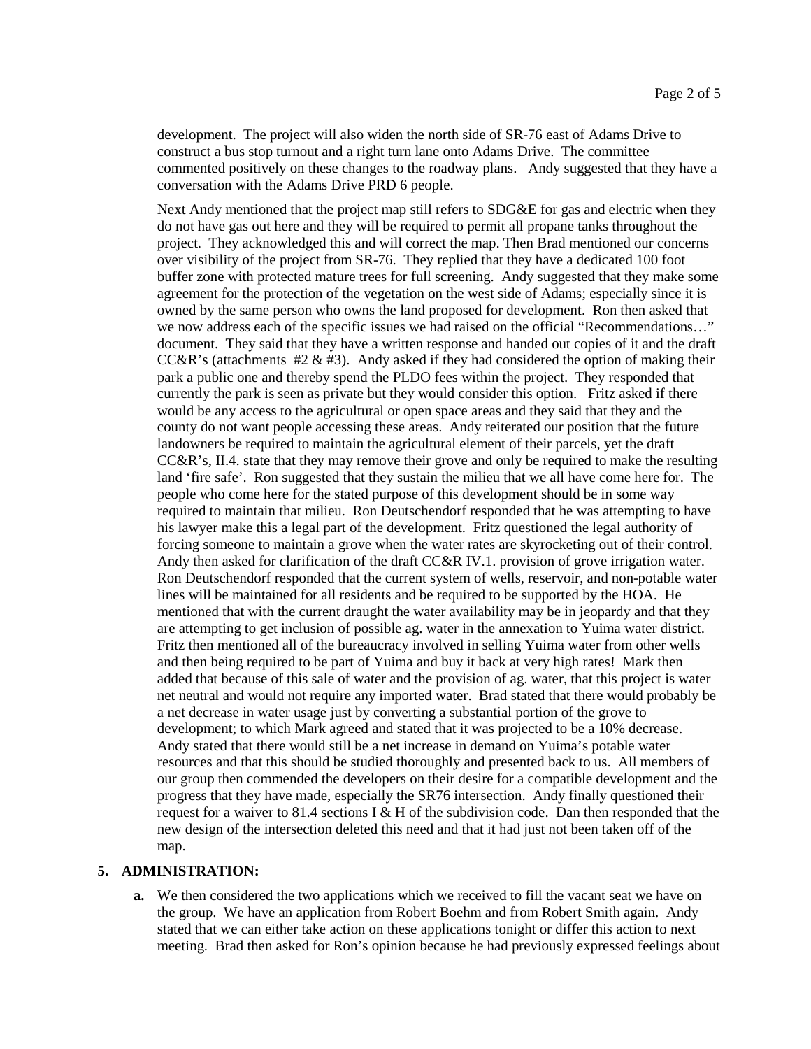development. The project will also widen the north side of SR-76 east of Adams Drive to construct a bus stop turnout and a right turn lane onto Adams Drive. The committee commented positively on these changes to the roadway plans. Andy suggested that they have a conversation with the Adams Drive PRD 6 people.

Next Andy mentioned that the project map still refers to SDG&E for gas and electric when they do not have gas out here and they will be required to permit all propane tanks throughout the project. They acknowledged this and will correct the map. Then Brad mentioned our concerns over visibility of the project from SR-76. They replied that they have a dedicated 100 foot buffer zone with protected mature trees for full screening. Andy suggested that they make some agreement for the protection of the vegetation on the west side of Adams; especially since it is owned by the same person who owns the land proposed for development. Ron then asked that we now address each of the specific issues we had raised on the official "Recommendations…" document. They said that they have a written response and handed out copies of it and the draft CC&R's (attachments #2 & #3). Andy asked if they had considered the option of making their park a public one and thereby spend the PLDO fees within the project. They responded that currently the park is seen as private but they would consider this option. Fritz asked if there would be any access to the agricultural or open space areas and they said that they and the county do not want people accessing these areas. Andy reiterated our position that the future landowners be required to maintain the agricultural element of their parcels, yet the draft CC&R's, II.4. state that they may remove their grove and only be required to make the resulting land 'fire safe'. Ron suggested that they sustain the milieu that we all have come here for. The people who come here for the stated purpose of this development should be in some way required to maintain that milieu. Ron Deutschendorf responded that he was attempting to have his lawyer make this a legal part of the development. Fritz questioned the legal authority of forcing someone to maintain a grove when the water rates are skyrocketing out of their control. Andy then asked for clarification of the draft CC&R IV.1. provision of grove irrigation water. Ron Deutschendorf responded that the current system of wells, reservoir, and non-potable water lines will be maintained for all residents and be required to be supported by the HOA. He mentioned that with the current draught the water availability may be in jeopardy and that they are attempting to get inclusion of possible ag. water in the annexation to Yuima water district. Fritz then mentioned all of the bureaucracy involved in selling Yuima water from other wells and then being required to be part of Yuima and buy it back at very high rates! Mark then added that because of this sale of water and the provision of ag. water, that this project is water net neutral and would not require any imported water. Brad stated that there would probably be a net decrease in water usage just by converting a substantial portion of the grove to development; to which Mark agreed and stated that it was projected to be a 10% decrease. Andy stated that there would still be a net increase in demand on Yuima's potable water resources and that this should be studied thoroughly and presented back to us. All members of our group then commended the developers on their desire for a compatible development and the progress that they have made, especially the SR76 intersection. Andy finally questioned their request for a waiver to 81.4 sections I & H of the subdivision code. Dan then responded that the new design of the intersection deleted this need and that it had just not been taken off of the map.

## 5. ADMINISTRATION:

**a.** We then considered the two applications which we received to fill the vacant seat we have on the group. We have an application from Robert Boehm and from Robert Smith again. Andy stated that we can either take action on these applications tonight or differ this action to next meeting. Brad then asked for Ron's opinion because he had previously expressed feelings about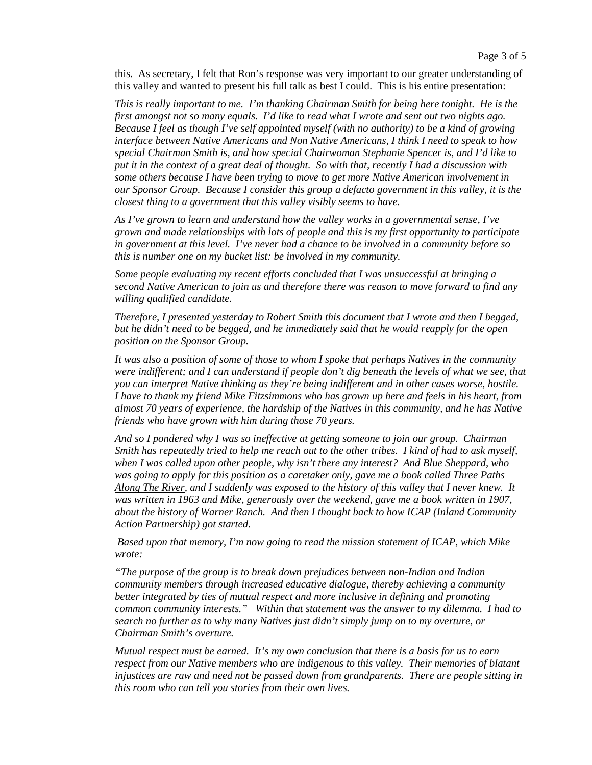this. As secretary, I felt that Ron's response was very important to our greater understanding of this valley and wanted to present his full talk as best I could. This is his entire presentation:

*This is really important to me. I'm thanking Chairman Smith for being here tonight. He is the first amongst not so many equals. I'd like to read what I wrote and sent out two nights ago. Because I feel as though I've self appointed myself (with no authority) to be a kind of growing interface between Native Americans and Non Native Americans, I think I need to speak to how special Chairman Smith is, and how special Chairwoman Stephanie Spencer is, and I'd like to put it in the context of a great deal of thought. So with that, recently I had a discussion with some others because I have been trying to move to get more Native American involvement in our Sponsor Group. Because I consider this group a defacto government in this valley, it is the closest thing to a government that this valley visibly seems to have.*

*As I've grown to learn and understand how the valley works in a governmental sense, I've grown and made relationships with lots of people and this is my first opportunity to participate in government at this level. I've never had a chance to be involved in a community before so this is number one on my bucket list: be involved in my community.*

*Some people evaluating my recent efforts concluded that I was unsuccessful at bringing a second Native American to join us and therefore there was reason to move forward to find any willing qualified candidate.*

*Therefore, I presented yesterday to Robert Smith this document that I wrote and then I begged, but he didn't need to be begged, and he immediately said that he would reapply for the open position on the Sponsor Group.*

*It was also a position of some of those to whom I spoke that perhaps Natives in the community were indifferent; and I can understand if people don't dig beneath the levels of what we see, that you can interpret Native thinking as they're being indifferent and in other cases worse, hostile. I have to thank my friend Mike Fitzsimmons who has grown up here and feels in his heart, from almost 70 years of experience, the hardship of the Natives in this community, and he has Native friends who have grown with him during those 70 years.*

*And so I pondered why I was so ineffective at getting someone to join our group. Chairman Smith has repeatedly tried to help me reach out to the other tribes. I kind of had to ask myself, when I was called upon other people, why isn't there any interest? And Blue Sheppard, who was going to apply for this position as a caretaker only, gave me a book called Three Paths Along The River, and I suddenly was exposed to the history of this valley that I never knew. It was written in 1963 and Mike, generously over the weekend, gave me a book written in 1907, about the history of Warner Ranch. And then I thought back to how ICAP (Inland Community Action Partnership) got started.*

*Based upon that memory, I'm now going to read the mission statement of ICAP, which Mike wrote:*

*"The purpose of the group is to break down prejudices between non-Indian and Indian community members through increased educative dialogue, thereby achieving a community better integrated by ties of mutual respect and more inclusive in defining and promoting common community interests." Within that statement was the answer to my dilemma. I had to search no further as to why many Natives just didn't simply jump on to my overture, or Chairman Smith's overture.*

*Mutual respect must be earned. It's my own conclusion that there is a basis for us to earn respect from our Native members who are indigenous to this valley. Their memories of blatant injustices are raw and need not be passed down from grandparents. There are people sitting in this room who can tell you stories from their own lives.*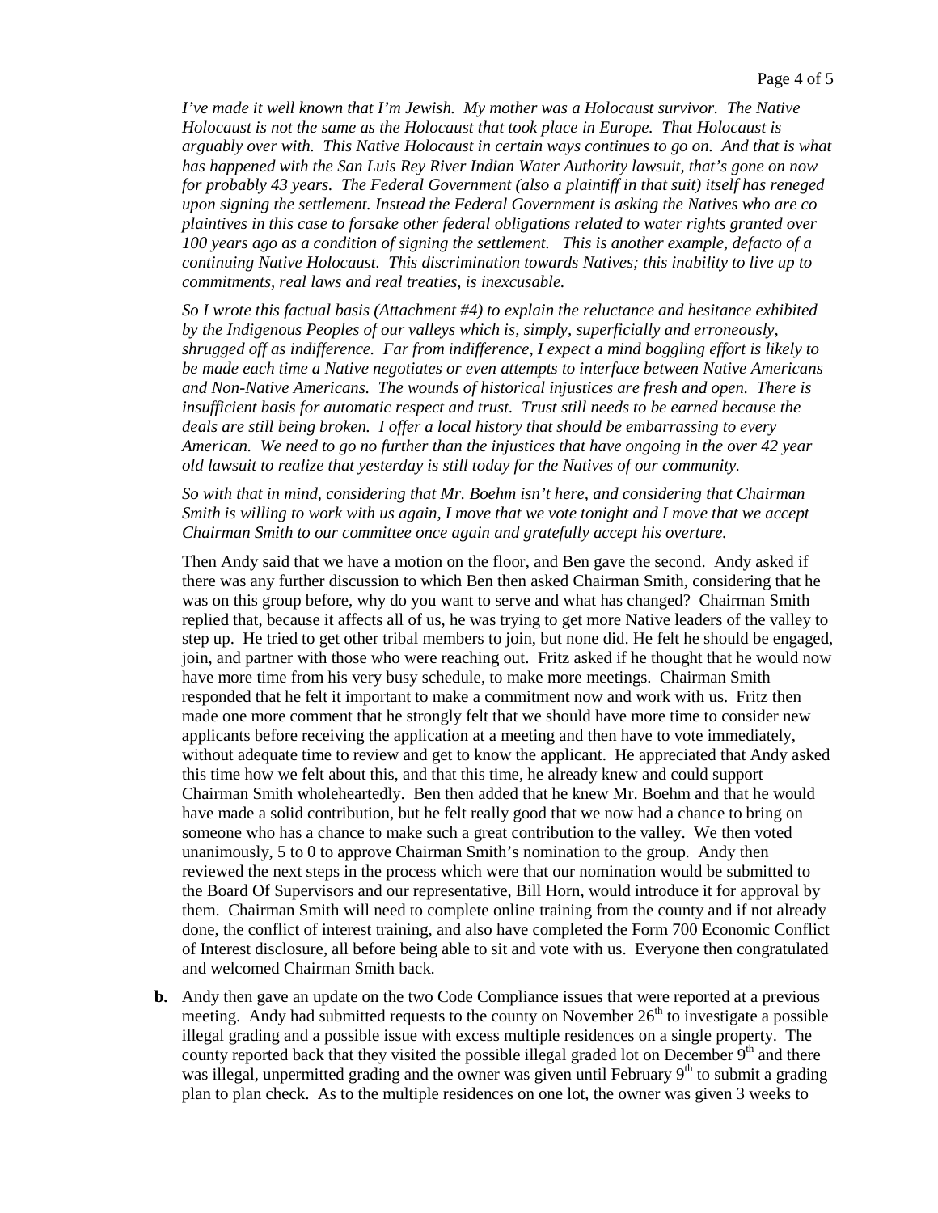*I've made it well known that I'm Jewish. My mother was a Holocaust survivor. The Native Holocaust is not the same as the Holocaust that took place in Europe. That Holocaust is arguably over with. This Native Holocaust in certain ways continues to go on. And that is what has happened with the San Luis Rey River Indian Water Authority lawsuit, that's gone on now for probably 43 years. The Federal Government (also a plaintiff in that suit) itself has reneged upon signing the settlement. Instead the Federal Government is asking the Natives who are co plaintives in this case to forsake other federal obligations related to water rights granted over 100 years ago as a condition of signing the settlement. This is another example, defacto of a continuing Native Holocaust. This discrimination towards Natives; this inability to live up to commitments, real laws and real treaties, is inexcusable.*

*So I wrote this factual basis (Attachment #4) to explain the reluctance and hesitance exhibited by the Indigenous Peoples of our valleys which is, simply, superficially and erroneously, shrugged off as indifference. Far from indifference, I expect a mind boggling effort is likely to be made each time a Native negotiates or even attempts to interface between Native Americans and Non-Native Americans. The wounds of historical injustices are fresh and open. There is insufficient basis for automatic respect and trust. Trust still needs to be earned because the deals are still being broken. I offer a local history that should be embarrassing to every American. We need to go no further than the injustices that have ongoing in the over 42 year old lawsuit to realize that yesterday is still today for the Natives of our community.*

*So with that in mind, considering that Mr. Boehm isn't here, and considering that Chairman Smith is willing to work with us again, I move that we vote tonight and I move that we accept Chairman Smith to our committee once again and gratefully accept his overture.*

Then Andy said that we have a motion on the floor, and Ben gave the second. Andy asked if there was any further discussion to which Ben then asked Chairman Smith, considering that he was on this group before, why do you want to serve and what has changed? Chairman Smith replied that, because it affects all of us, he was trying to get more Native leaders of the valley to step up. He tried to get other tribal members to join, but none did. He felt he should be engaged, join, and partner with those who were reaching out. Fritz asked if he thought that he would now have more time from his very busy schedule, to make more meetings. Chairman Smith responded that he felt it important to make a commitment now and work with us. Fritz then made one more comment that he strongly felt that we should have more time to consider new applicants before receiving the application at a meeting and then have to vote immediately, without adequate time to review and get to know the applicant. He appreciated that Andy asked this time how we felt about this, and that this time, he already knew and could support Chairman Smith wholeheartedly. Ben then added that he knew Mr. Boehm and that he would have made a solid contribution, but he felt really good that we now had a chance to bring on someone who has a chance to make such a great contribution to the valley. We then voted unanimously, 5 to 0 to approve Chairman Smith's nomination to the group. Andy then reviewed the next steps in the process which were that our nomination would be submitted to the Board Of Supervisors and our representative, Bill Horn, would introduce it for approval by them. Chairman Smith will need to complete online training from the county and if not already done, the conflict of interest training, and also have completed the Form 700 Economic Conflict of Interest disclosure, all before being able to sit and vote with us. Everyone then congratulated and welcomed Chairman Smith back.

**b.** Andy then gave an update on the two Code Compliance issues that were reported at a previous meeting. Andy had submitted requests to the county on November 26th to investigate a possible illegal grading and a possible issue with excess multiple residences on a single property. The county reported back that they visited the possible illegal graded lot on December 9th and there was illegal, unpermitted grading and the owner was given until February 9th to submit a grading plan to plan check. As to the multiple residences on one lot, the owner was given 3 weeks to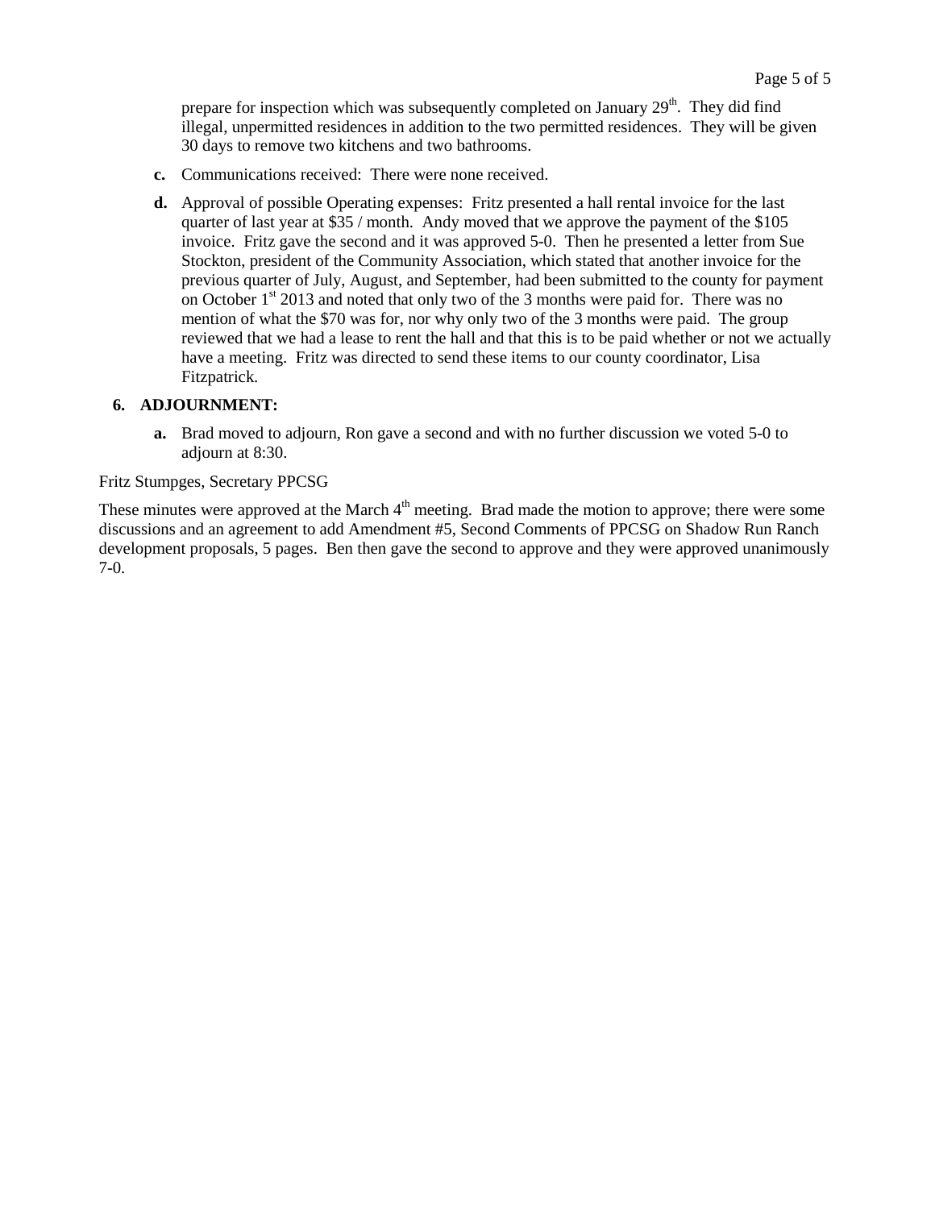prepare for inspection which was subsequently completed on January 29th. They did find illegal, unpermitted residences in addition to the two permitted residences. They will be given 30 days to remove two kitchens and two bathrooms.

**c.** Communications received: There were none received.

**d.** Approval of possible Operating expenses: Fritz presented a hall rental invoice for the last quarter of last year at $35 / month. Andy moved that we approve the payment of the $105 invoice. Fritz gave the second and it was approved 5-0. Then he presented a letter from Sue Stockton, president of the Community Association, which stated that another invoice for the previous quarter of July, August, and September, had been submitted to the county for payment on October 1st 2013 and noted that only two of the 3 months were paid for. There was no mention of what the $70 was for, nor why only two of the 3 months were paid. The group reviewed that we had a lease to rent the hall and that this is to be paid whether or not we actually have a meeting. Fritz was directed to send these items to our county coordinator, Lisa Fitzpatrick.

**6. ADJOURNMENT:**

**a.** Brad moved to adjourn, Ron gave a second and with no further discussion we voted 5-0 to adjourn at 8:30.

Fritz Stumpges, Secretary PPCSG

These minutes were approved at the March 4th meeting. Brad made the motion to approve; there were some discussions and an agreement to add Amendment #5, Second Comments of PPCSG on Shadow Run Ranch development proposals, 5 pages. Ben then gave the second to approve and they were approved unanimously 7-0.